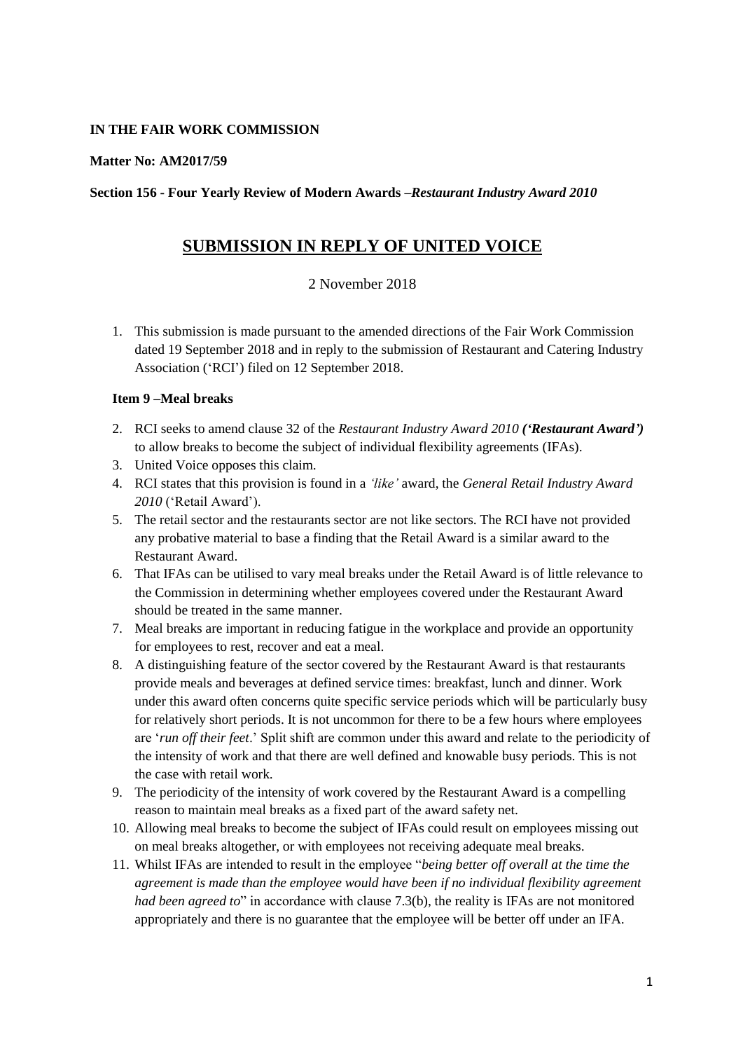**IN THE FAIR WORK COMMISSION**

**Matter No: AM2017/59**

**Section 156 - Four Yearly Review of Modern Awards –*Restaurant Industry Award 2010***

# SUBMISSION IN REPLY OF UNITED VOICE

2 November 2018

1. This submission is made pursuant to the amended directions of the Fair Work Commission dated 19 September 2018 and in reply to the submission of Restaurant and Catering Industry Association ('RCI') filed on 12 September 2018.

**Item 9 –Meal breaks**

2. RCI seeks to amend clause 32 of the *Restaurant Industry Award 2010* ***('Restaurant Award')*** to allow breaks to become the subject of individual flexibility agreements (IFAs).
3. United Voice opposes this claim.
4. RCI states that this provision is found in a *'like'* award, the *General Retail Industry Award 2010* ('Retail Award').
5. The retail sector and the restaurants sector are not like sectors. The RCI have not provided any probative material to base a finding that the Retail Award is a similar award to the Restaurant Award.
6. That IFAs can be utilised to vary meal breaks under the Retail Award is of little relevance to the Commission in determining whether employees covered under the Restaurant Award should be treated in the same manner.
7. Meal breaks are important in reducing fatigue in the workplace and provide an opportunity for employees to rest, recover and eat a meal.
8. A distinguishing feature of the sector covered by the Restaurant Award is that restaurants provide meals and beverages at defined service times: breakfast, lunch and dinner. Work under this award often concerns quite specific service periods which will be particularly busy for relatively short periods. It is not uncommon for there to be a few hours where employees are '*run off their feet*.' Split shift are common under this award and relate to the periodicity of the intensity of work and that there are well defined and knowable busy periods. This is not the case with retail work.
9. The periodicity of the intensity of work covered by the Restaurant Award is a compelling reason to maintain meal breaks as a fixed part of the award safety net.
10. Allowing meal breaks to become the subject of IFAs could result on employees missing out on meal breaks altogether, or with employees not receiving adequate meal breaks.
11. Whilst IFAs are intended to result in the employee "*being better off overall at the time the agreement is made than the employee would have been if no individual flexibility agreement had been agreed to*" in accordance with clause 7.3(b), the reality is IFAs are not monitored appropriately and there is no guarantee that the employee will be better off under an IFA.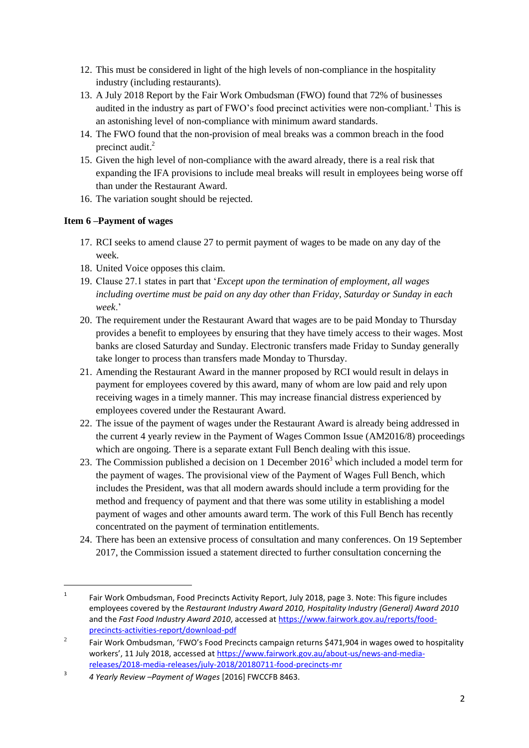12. This must be considered in light of the high levels of non-compliance in the hospitality industry (including restaurants).
13. A July 2018 Report by the Fair Work Ombudsman (FWO) found that 72% of businesses audited in the industry as part of FWO's food precinct activities were non-compliant.[1] This is an astonishing level of non-compliance with minimum award standards.
14. The FWO found that the non-provision of meal breaks was a common breach in the food precinct audit.[2]
15. Given the high level of non-compliance with the award already, there is a real risk that expanding the IFA provisions to include meal breaks will result in employees being worse off than under the Restaurant Award.
16. The variation sought should be rejected.

**Item 6 –Payment of wages**

17. RCI seeks to amend clause 27 to permit payment of wages to be made on any day of the week.
18. United Voice opposes this claim.
19. Clause 27.1 states in part that '*Except upon the termination of employment, all wages including overtime must be paid on any day other than Friday, Saturday or Sunday in each week*.'
20. The requirement under the Restaurant Award that wages are to be paid Monday to Thursday provides a benefit to employees by ensuring that they have timely access to their wages. Most banks are closed Saturday and Sunday. Electronic transfers made Friday to Sunday generally take longer to process than transfers made Monday to Thursday.
21. Amending the Restaurant Award in the manner proposed by RCI would result in delays in payment for employees covered by this award, many of whom are low paid and rely upon receiving wages in a timely manner. This may increase financial distress experienced by employees covered under the Restaurant Award.
22. The issue of the payment of wages under the Restaurant Award is already being addressed in the current 4 yearly review in the Payment of Wages Common Issue (AM2016/8) proceedings which are ongoing. There is a separate extant Full Bench dealing with this issue.
23. The Commission published a decision on 1 December 2016[3] which included a model term for the payment of wages. The provisional view of the Payment of Wages Full Bench, which includes the President, was that all modern awards should include a term providing for the method and frequency of payment and that there was some utility in establishing a model payment of wages and other amounts award term. The work of this Full Bench has recently concentrated on the payment of termination entitlements.
24. There has been an extensive process of consultation and many conferences. On 19 September 2017, the Commission issued a statement directed to further consultation concerning the

---

[1] Fair Work Ombudsman, Food Precincts Activity Report, July 2018, page 3. Note: This figure includes employees covered by the *Restaurant Industry Award 2010, Hospitality Industry (General) Award 2010* and the *Fast Food Industry Award 2010*, accessed at https://www.fairwork.gov.au/reports/food-precincts-activities-report/download-pdf

[2] Fair Work Ombudsman, 'FWO's Food Precincts campaign returns $471,904 in wages owed to hospitality workers', 11 July 2018, accessed at https://www.fairwork.gov.au/about-us/news-and-media-releases/2018-media-releases/july-2018/20180711-food-precincts-mr

[3] *4 Yearly Review –Payment of Wages* [2016] FWCCFB 8463.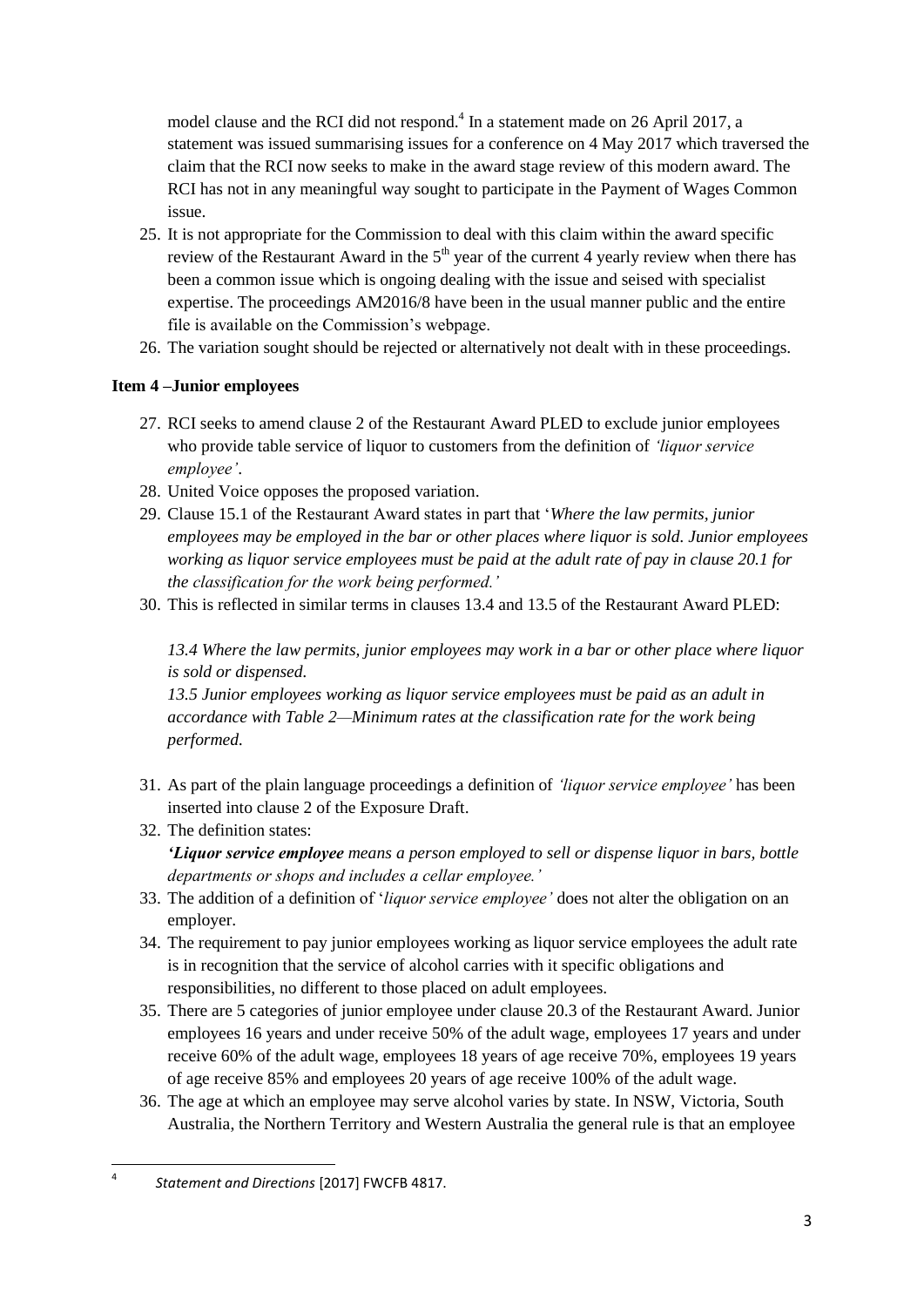model clause and the RCI did not respond.[4] In a statement made on 26 April 2017, a statement was issued summarising issues for a conference on 4 May 2017 which traversed the claim that the RCI now seeks to make in the award stage review of this modern award. The RCI has not in any meaningful way sought to participate in the Payment of Wages Common issue.

25. It is not appropriate for the Commission to deal with this claim within the award specific review of the Restaurant Award in the 5th year of the current 4 yearly review when there has been a common issue which is ongoing dealing with the issue and seised with specialist expertise. The proceedings AM2016/8 have been in the usual manner public and the entire file is available on the Commission's webpage.
26. The variation sought should be rejected or alternatively not dealt with in these proceedings.

**Item 4 –Junior employees**

27. RCI seeks to amend clause 2 of the Restaurant Award PLED to exclude junior employees who provide table service of liquor to customers from the definition of *'liquor service employee'*.
28. United Voice opposes the proposed variation.
29. Clause 15.1 of the Restaurant Award states in part that '*Where the law permits, junior employees may be employed in the bar or other places where liquor is sold. Junior employees working as liquor service employees must be paid at the adult rate of pay in clause 20.1 for the classification for the work being performed.'*
30. This is reflected in similar terms in clauses 13.4 and 13.5 of the Restaurant Award PLED:

    *13.4 Where the law permits, junior employees may work in a bar or other place where liquor is sold or dispensed.*

    *13.5 Junior employees working as liquor service employees must be paid as an adult in accordance with Table 2—Minimum rates at the classification rate for the work being performed.*

31. As part of the plain language proceedings a definition of *'liquor service employee'* has been inserted into clause 2 of the Exposure Draft.
32. The definition states:
    ***'Liquor service employee*** *means a person employed to sell or dispense liquor in bars, bottle departments or shops and includes a cellar employee.'*
33. The addition of a definition of '*liquor service employee'* does not alter the obligation on an employer.
34. The requirement to pay junior employees working as liquor service employees the adult rate is in recognition that the service of alcohol carries with it specific obligations and responsibilities, no different to those placed on adult employees.
35. There are 5 categories of junior employee under clause 20.3 of the Restaurant Award. Junior employees 16 years and under receive 50% of the adult wage, employees 17 years and under receive 60% of the adult wage, employees 18 years of age receive 70%, employees 19 years of age receive 85% and employees 20 years of age receive 100% of the adult wage.
36. The age at which an employee may serve alcohol varies by state. In NSW, Victoria, South Australia, the Northern Territory and Western Australia the general rule is that an employee

[4] *Statement and Directions* [2017] FWCFB 4817.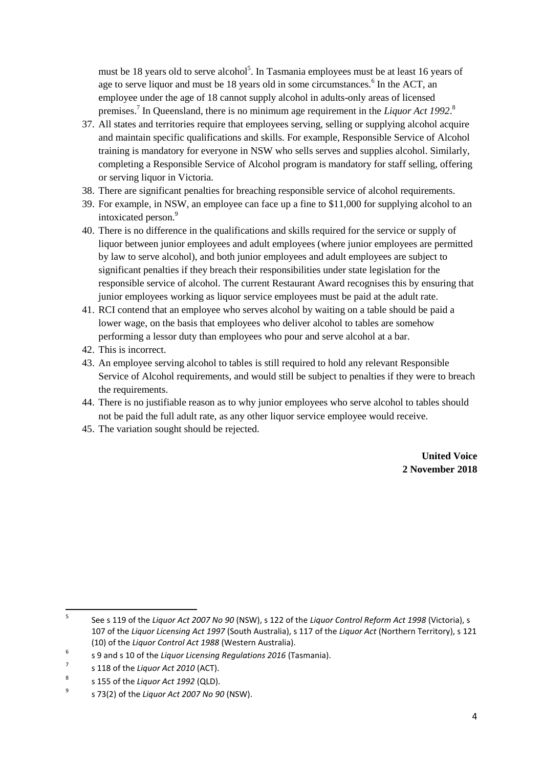must be 18 years old to serve alcohol[5]. In Tasmania employees must be at least 16 years of age to serve liquor and must be 18 years old in some circumstances.[6] In the ACT, an employee under the age of 18 cannot supply alcohol in adults-only areas of licensed premises.[7] In Queensland, there is no minimum age requirement in the *Liquor Act 1992*.[8]

37. All states and territories require that employees serving, selling or supplying alcohol acquire and maintain specific qualifications and skills. For example, Responsible Service of Alcohol training is mandatory for everyone in NSW who sells serves and supplies alcohol. Similarly, completing a Responsible Service of Alcohol program is mandatory for staff selling, offering or serving liquor in Victoria.
38. There are significant penalties for breaching responsible service of alcohol requirements.
39. For example, in NSW, an employee can face up a fine to $11,000 for supplying alcohol to an intoxicated person.[9]
40. There is no difference in the qualifications and skills required for the service or supply of liquor between junior employees and adult employees (where junior employees are permitted by law to serve alcohol), and both junior employees and adult employees are subject to significant penalties if they breach their responsibilities under state legislation for the responsible service of alcohol. The current Restaurant Award recognises this by ensuring that junior employees working as liquor service employees must be paid at the adult rate.
41. RCI contend that an employee who serves alcohol by waiting on a table should be paid a lower wage, on the basis that employees who deliver alcohol to tables are somehow performing a lessor duty than employees who pour and serve alcohol at a bar.
42. This is incorrect.
43. An employee serving alcohol to tables is still required to hold any relevant Responsible Service of Alcohol requirements, and would still be subject to penalties if they were to breach the requirements.
44. There is no justifiable reason as to why junior employees who serve alcohol to tables should not be paid the full adult rate, as any other liquor service employee would receive.
45. The variation sought should be rejected.

**United Voice**
**2 November 2018**

---

[5] See s 119 of the *Liquor Act 2007 No 90* (NSW), s 122 of the *Liquor Control Reform Act 1998* (Victoria), s 107 of the *Liquor Licensing Act 1997* (South Australia), s 117 of the *Liquor Act* (Northern Territory), s 121 (10) of the *Liquor Control Act 1988* (Western Australia).

[6] s 9 and s 10 of the *Liquor Licensing Regulations 2016* (Tasmania).

[7] s 118 of the *Liquor Act 2010* (ACT).

[8] s 155 of the *Liquor Act 1992* (QLD).

[9] s 73(2) of the *Liquor Act 2007 No 90* (NSW).